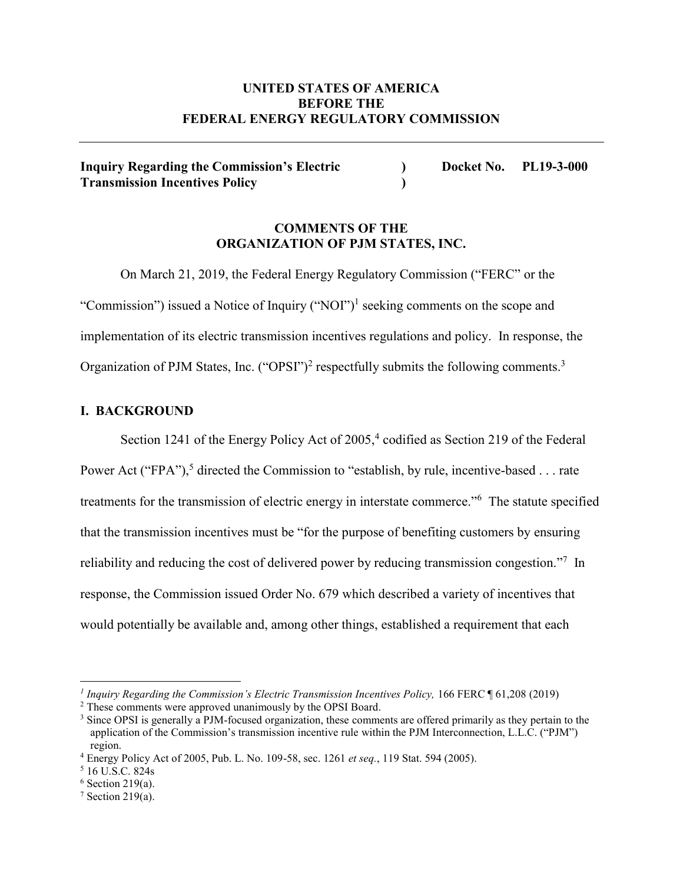**UNITED STATES OF AMERICA**
**BEFORE THE**
**FEDERAL ENERGY REGULATORY COMMISSION**

---

| | | |
|---|---|---|
| **Inquiry Regarding the Commission's Electric Transmission Incentives Policy** | **)** **)** | **Docket No. PL19-3-000** |

**COMMENTS OF THE**
**ORGANIZATION OF PJM STATES, INC.**

On March 21, 2019, the Federal Energy Regulatory Commission ("FERC" or the "Commission") issued a Notice of Inquiry ("NOI")[1] seeking comments on the scope and implementation of its electric transmission incentives regulations and policy. In response, the Organization of PJM States, Inc. ("OPSI")[2] respectfully submits the following comments.[3]

## I. BACKGROUND

Section 1241 of the Energy Policy Act of 2005,[4] codified as Section 219 of the Federal Power Act ("FPA"),[5] directed the Commission to "establish, by rule, incentive-based . . . rate treatments for the transmission of electric energy in interstate commerce."[6] The statute specified that the transmission incentives must be "for the purpose of benefiting customers by ensuring reliability and reducing the cost of delivered power by reducing transmission congestion."[7] In response, the Commission issued Order No. 679 which described a variety of incentives that would potentially be available and, among other things, established a requirement that each

---

[1] *Inquiry Regarding the Commission's Electric Transmission Incentives Policy,* 166 FERC ¶ 61,208 (2019)

[2] These comments were approved unanimously by the OPSI Board.

[3] Since OPSI is generally a PJM-focused organization, these comments are offered primarily as they pertain to the application of the Commission's transmission incentive rule within the PJM Interconnection, L.L.C. ("PJM") region.

[4] Energy Policy Act of 2005, Pub. L. No. 109-58, sec. 1261 *et seq.*, 119 Stat. 594 (2005).

[5] 16 U.S.C. 824s

[6] Section 219(a).

[7] Section 219(a).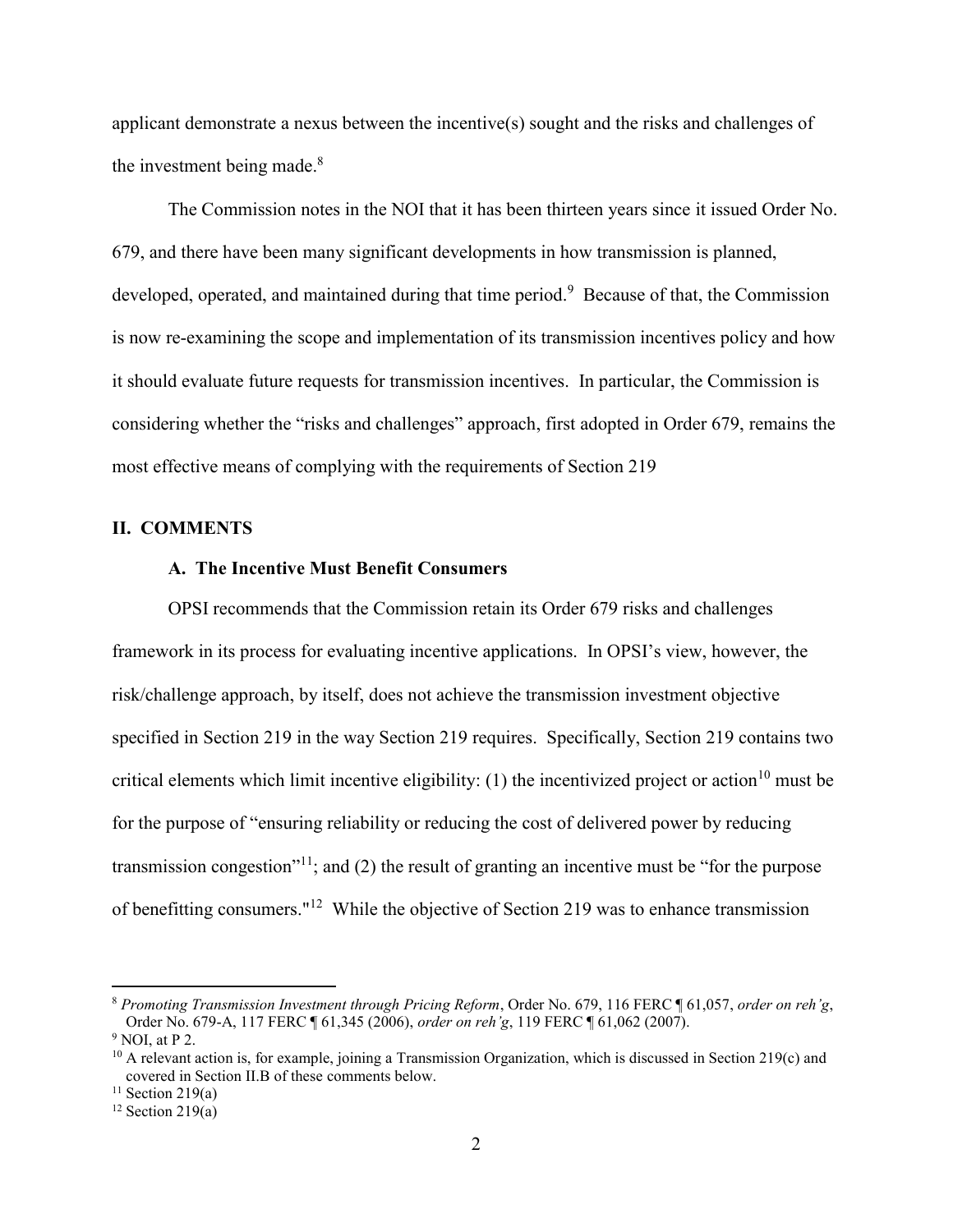applicant demonstrate a nexus between the incentive(s) sought and the risks and challenges of the investment being made.[8]

The Commission notes in the NOI that it has been thirteen years since it issued Order No. 679, and there have been many significant developments in how transmission is planned, developed, operated, and maintained during that time period.[9] Because of that, the Commission is now re-examining the scope and implementation of its transmission incentives policy and how it should evaluate future requests for transmission incentives. In particular, the Commission is considering whether the "risks and challenges" approach, first adopted in Order 679, remains the most effective means of complying with the requirements of Section 219

## II. COMMENTS

### A. The Incentive Must Benefit Consumers

OPSI recommends that the Commission retain its Order 679 risks and challenges framework in its process for evaluating incentive applications. In OPSI's view, however, the risk/challenge approach, by itself, does not achieve the transmission investment objective specified in Section 219 in the way Section 219 requires. Specifically, Section 219 contains two critical elements which limit incentive eligibility: (1) the incentivized project or action[10] must be for the purpose of "ensuring reliability or reducing the cost of delivered power by reducing transmission congestion"[11]; and (2) the result of granting an incentive must be "for the purpose of benefitting consumers."[12] While the objective of Section 219 was to enhance transmission

---

[8] *Promoting Transmission Investment through Pricing Reform*, Order No. 679, 116 FERC ¶ 61,057, *order on reh'g*, Order No. 679-A, 117 FERC ¶ 61,345 (2006), *order on reh'g*, 119 FERC ¶ 61,062 (2007).

[9] NOI, at P 2.

[10] A relevant action is, for example, joining a Transmission Organization, which is discussed in Section 219(c) and covered in Section II.B of these comments below.

[11] Section 219(a)

[12] Section 219(a)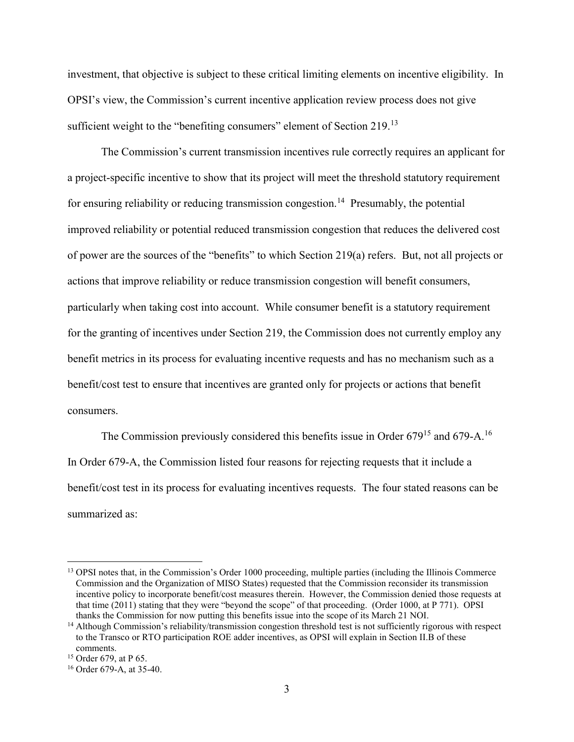investment, that objective is subject to these critical limiting elements on incentive eligibility. In OPSI's view, the Commission's current incentive application review process does not give sufficient weight to the "benefiting consumers" element of Section 219.[13]

The Commission's current transmission incentives rule correctly requires an applicant for a project-specific incentive to show that its project will meet the threshold statutory requirement for ensuring reliability or reducing transmission congestion.[14] Presumably, the potential improved reliability or potential reduced transmission congestion that reduces the delivered cost of power are the sources of the "benefits" to which Section 219(a) refers. But, not all projects or actions that improve reliability or reduce transmission congestion will benefit consumers, particularly when taking cost into account. While consumer benefit is a statutory requirement for the granting of incentives under Section 219, the Commission does not currently employ any benefit metrics in its process for evaluating incentive requests and has no mechanism such as a benefit/cost test to ensure that incentives are granted only for projects or actions that benefit consumers.

The Commission previously considered this benefits issue in Order 679[15] and 679-A.[16] In Order 679-A, the Commission listed four reasons for rejecting requests that it include a benefit/cost test in its process for evaluating incentives requests. The four stated reasons can be summarized as:

---

[13] OPSI notes that, in the Commission's Order 1000 proceeding, multiple parties (including the Illinois Commerce Commission and the Organization of MISO States) requested that the Commission reconsider its transmission incentive policy to incorporate benefit/cost measures therein. However, the Commission denied those requests at that time (2011) stating that they were "beyond the scope" of that proceeding. (Order 1000, at P 771). OPSI thanks the Commission for now putting this benefits issue into the scope of its March 21 NOI.

[14] Although Commission's reliability/transmission congestion threshold test is not sufficiently rigorous with respect to the Transco or RTO participation ROE adder incentives, as OPSI will explain in Section II.B of these comments.

[15] Order 679, at P 65.

[16] Order 679-A, at 35-40.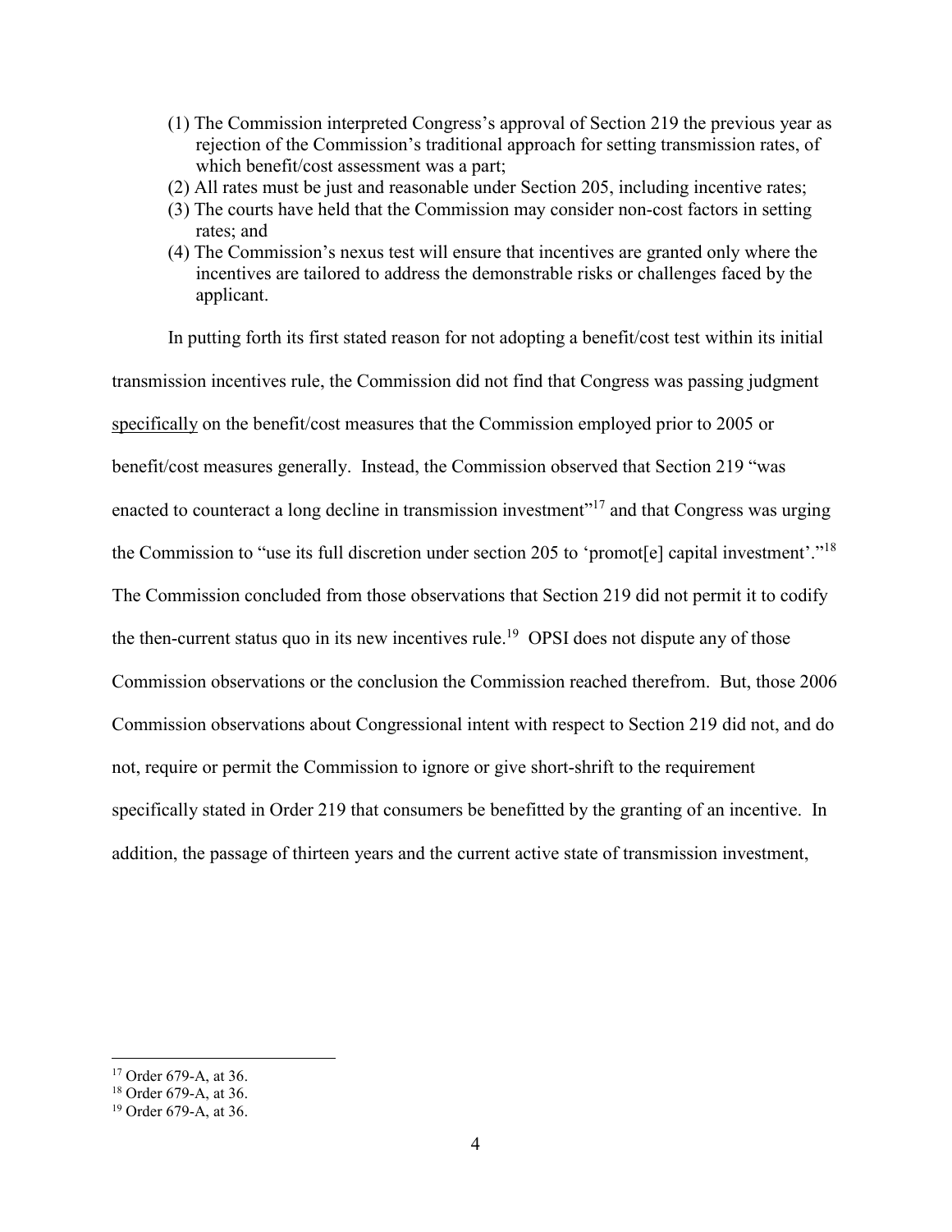1. The Commission interpreted Congress's approval of Section 219 the previous year as rejection of the Commission's traditional approach for setting transmission rates, of which benefit/cost assessment was a part;
2. All rates must be just and reasonable under Section 205, including incentive rates;
3. The courts have held that the Commission may consider non-cost factors in setting rates; and
4. The Commission's nexus test will ensure that incentives are granted only where the incentives are tailored to address the demonstrable risks or challenges faced by the applicant.

In putting forth its first stated reason for not adopting a benefit/cost test within its initial transmission incentives rule, the Commission did not find that Congress was passing judgment <u>specifically</u> on the benefit/cost measures that the Commission employed prior to 2005 or benefit/cost measures generally. Instead, the Commission observed that Section 219 "was enacted to counteract a long decline in transmission investment"[17] and that Congress was urging the Commission to "use its full discretion under section 205 to 'promot[e] capital investment'."[18] The Commission concluded from those observations that Section 219 did not permit it to codify the then-current status quo in its new incentives rule.[19] OPSI does not dispute any of those Commission observations or the conclusion the Commission reached therefrom. But, those 2006 Commission observations about Congressional intent with respect to Section 219 did not, and do not, require or permit the Commission to ignore or give short-shrift to the requirement specifically stated in Order 219 that consumers be benefitted by the granting of an incentive. In addition, the passage of thirteen years and the current active state of transmission investment,

---

[17] Order 679-A, at 36.

[18] Order 679-A, at 36.

[19] Order 679-A, at 36.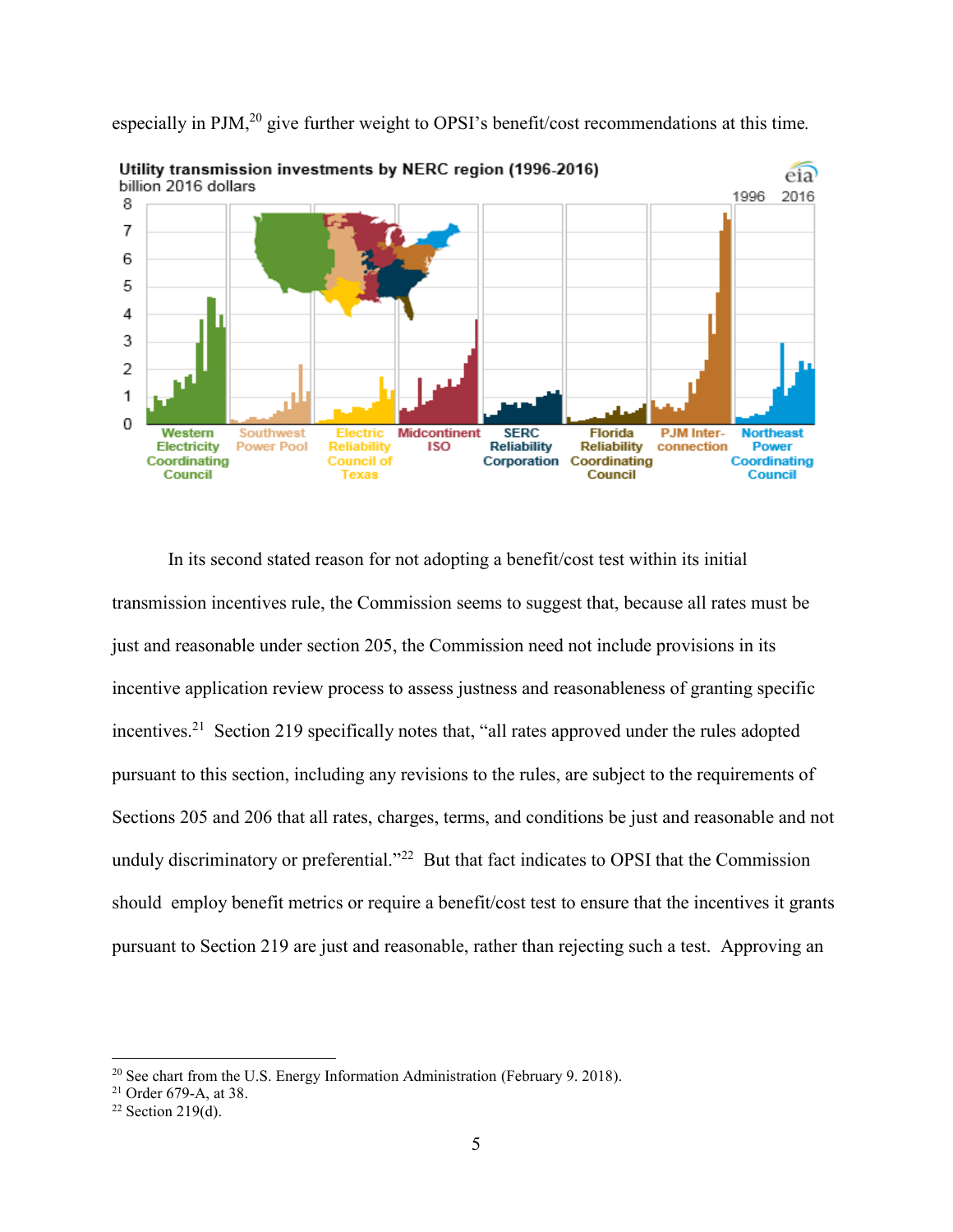especially in PJM,[20] give further weight to OPSI's benefit/cost recommendations at this time.

**Utility transmission investments by NERC region (1996-2016)**
billion 2016 dollars

Western Electricity Coordinating Council | Southwest Power Pool | Electric Reliability Council of Texas | Midcontinent ISO | SERC Reliability Corporation | Florida Reliability Coordinating Council | PJM Interconnection | Northeast Power Coordinating Council

In its second stated reason for not adopting a benefit/cost test within its initial transmission incentives rule, the Commission seems to suggest that, because all rates must be just and reasonable under section 205, the Commission need not include provisions in its incentive application review process to assess justness and reasonableness of granting specific incentives.[21] Section 219 specifically notes that, "all rates approved under the rules adopted pursuant to this section, including any revisions to the rules, are subject to the requirements of Sections 205 and 206 that all rates, charges, terms, and conditions be just and reasonable and not unduly discriminatory or preferential."[22] But that fact indicates to OPSI that the Commission should employ benefit metrics or require a benefit/cost test to ensure that the incentives it grants pursuant to Section 219 are just and reasonable, rather than rejecting such a test. Approving an

---

[20] See chart from the U.S. Energy Information Administration (February 9. 2018).

[21] Order 679-A, at 38.

[22] Section 219(d).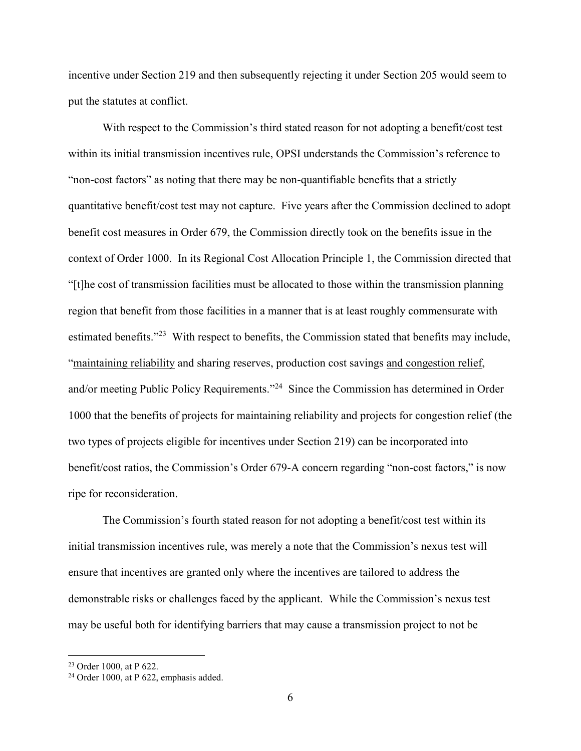incentive under Section 219 and then subsequently rejecting it under Section 205 would seem to put the statutes at conflict.

With respect to the Commission's third stated reason for not adopting a benefit/cost test within its initial transmission incentives rule, OPSI understands the Commission's reference to "non-cost factors" as noting that there may be non-quantifiable benefits that a strictly quantitative benefit/cost test may not capture. Five years after the Commission declined to adopt benefit cost measures in Order 679, the Commission directly took on the benefits issue in the context of Order 1000. In its Regional Cost Allocation Principle 1, the Commission directed that "[t]he cost of transmission facilities must be allocated to those within the transmission planning region that benefit from those facilities in a manner that is at least roughly commensurate with estimated benefits."[23] With respect to benefits, the Commission stated that benefits may include, "<u>maintaining reliability</u> and sharing reserves, production cost savings <u>and congestion relief</u>, and/or meeting Public Policy Requirements."[24] Since the Commission has determined in Order 1000 that the benefits of projects for maintaining reliability and projects for congestion relief (the two types of projects eligible for incentives under Section 219) can be incorporated into benefit/cost ratios, the Commission's Order 679-A concern regarding "non-cost factors," is now ripe for reconsideration.

The Commission's fourth stated reason for not adopting a benefit/cost test within its initial transmission incentives rule, was merely a note that the Commission's nexus test will ensure that incentives are granted only where the incentives are tailored to address the demonstrable risks or challenges faced by the applicant. While the Commission's nexus test may be useful both for identifying barriers that may cause a transmission project to not be

---

[23] Order 1000, at P 622.

[24] Order 1000, at P 622, emphasis added.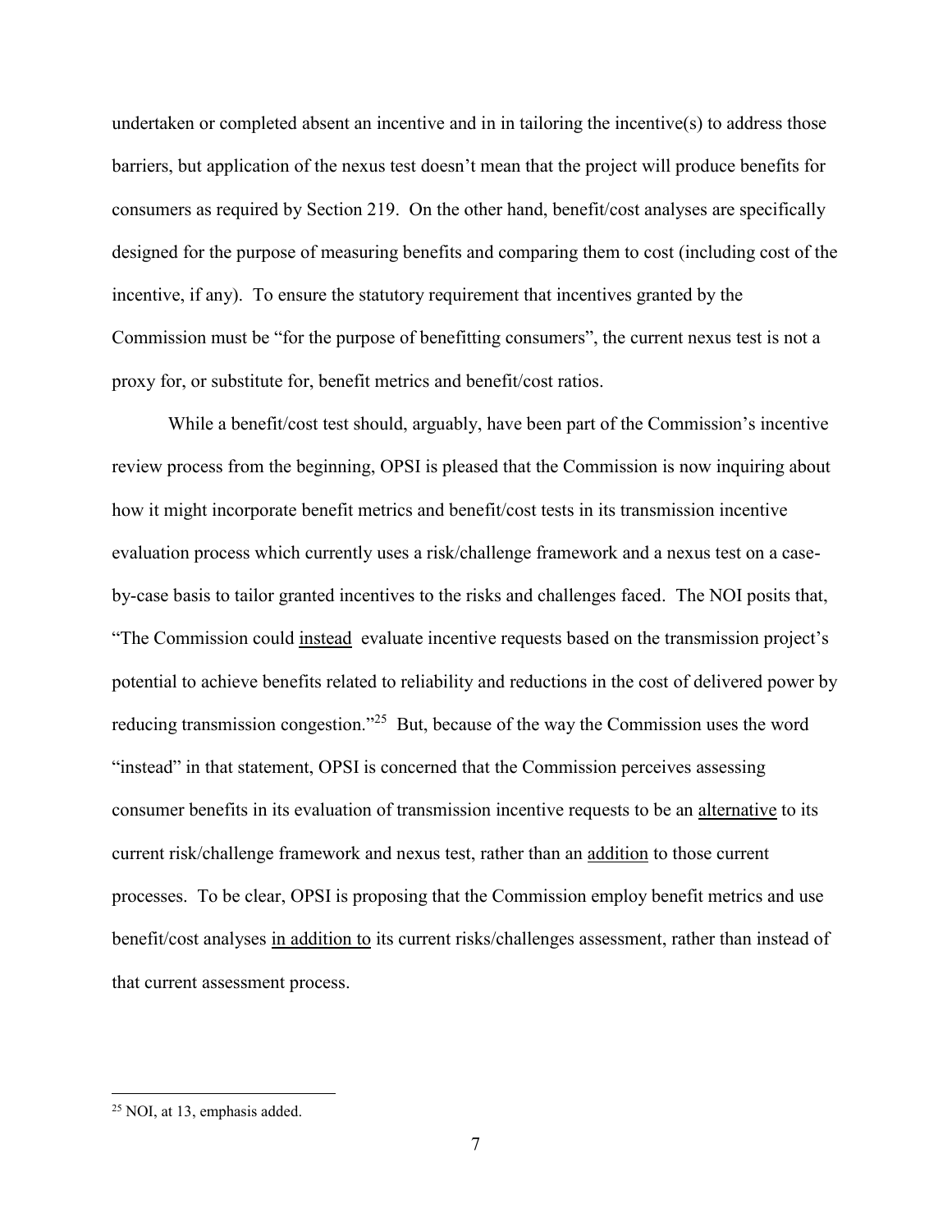undertaken or completed absent an incentive and in in tailoring the incentive(s) to address those barriers, but application of the nexus test doesn't mean that the project will produce benefits for consumers as required by Section 219. On the other hand, benefit/cost analyses are specifically designed for the purpose of measuring benefits and comparing them to cost (including cost of the incentive, if any). To ensure the statutory requirement that incentives granted by the Commission must be "for the purpose of benefitting consumers", the current nexus test is not a proxy for, or substitute for, benefit metrics and benefit/cost ratios.

While a benefit/cost test should, arguably, have been part of the Commission's incentive review process from the beginning, OPSI is pleased that the Commission is now inquiring about how it might incorporate benefit metrics and benefit/cost tests in its transmission incentive evaluation process which currently uses a risk/challenge framework and a nexus test on a case-by-case basis to tailor granted incentives to the risks and challenges faced. The NOI posits that, "The Commission could <u>instead</u> evaluate incentive requests based on the transmission project's potential to achieve benefits related to reliability and reductions in the cost of delivered power by reducing transmission congestion."[25] But, because of the way the Commission uses the word "instead" in that statement, OPSI is concerned that the Commission perceives assessing consumer benefits in its evaluation of transmission incentive requests to be an <u>alternative</u> to its current risk/challenge framework and nexus test, rather than an <u>addition</u> to those current processes. To be clear, OPSI is proposing that the Commission employ benefit metrics and use benefit/cost analyses <u>in addition to</u> its current risks/challenges assessment, rather than instead of that current assessment process.

---

[25] NOI, at 13, emphasis added.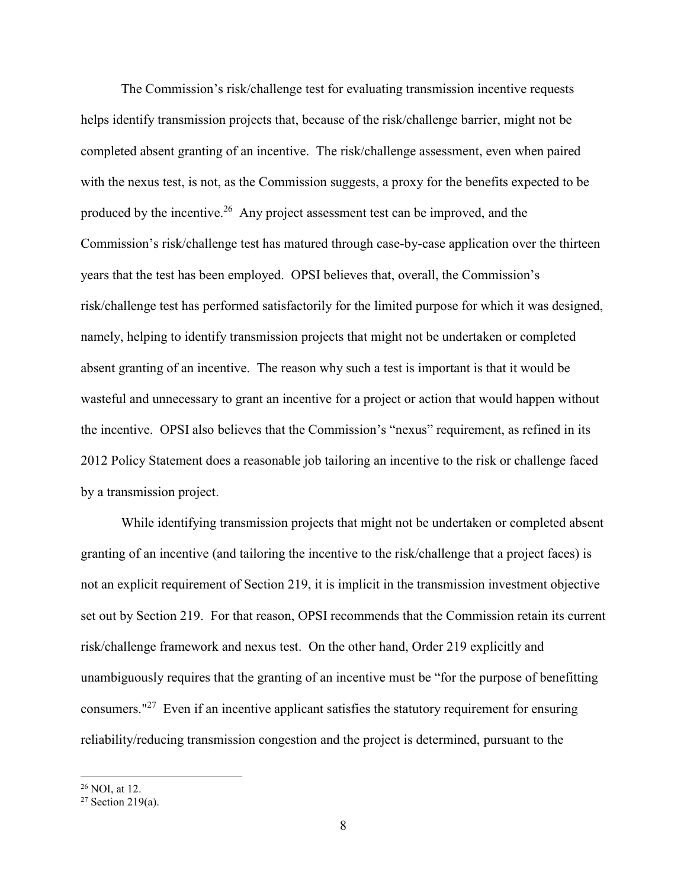The Commission's risk/challenge test for evaluating transmission incentive requests helps identify transmission projects that, because of the risk/challenge barrier, might not be completed absent granting of an incentive. The risk/challenge assessment, even when paired with the nexus test, is not, as the Commission suggests, a proxy for the benefits expected to be produced by the incentive.[26] Any project assessment test can be improved, and the Commission's risk/challenge test has matured through case-by-case application over the thirteen years that the test has been employed. OPSI believes that, overall, the Commission's risk/challenge test has performed satisfactorily for the limited purpose for which it was designed, namely, helping to identify transmission projects that might not be undertaken or completed absent granting of an incentive. The reason why such a test is important is that it would be wasteful and unnecessary to grant an incentive for a project or action that would happen without the incentive. OPSI also believes that the Commission's "nexus" requirement, as refined in its 2012 Policy Statement does a reasonable job tailoring an incentive to the risk or challenge faced by a transmission project.

While identifying transmission projects that might not be undertaken or completed absent granting of an incentive (and tailoring the incentive to the risk/challenge that a project faces) is not an explicit requirement of Section 219, it is implicit in the transmission investment objective set out by Section 219. For that reason, OPSI recommends that the Commission retain its current risk/challenge framework and nexus test. On the other hand, Order 219 explicitly and unambiguously requires that the granting of an incentive must be "for the purpose of benefitting consumers."[27] Even if an incentive applicant satisfies the statutory requirement for ensuring reliability/reducing transmission congestion and the project is determined, pursuant to the

---

[26] NOI, at 12.

[27] Section 219(a).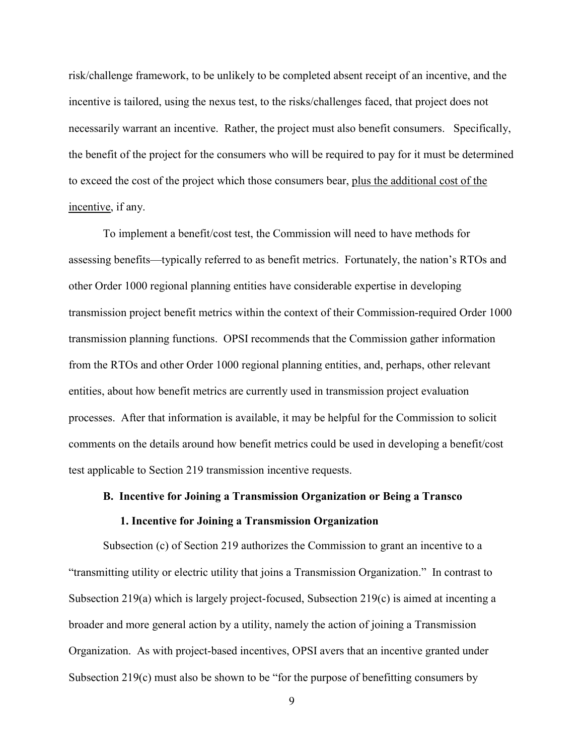risk/challenge framework, to be unlikely to be completed absent receipt of an incentive, and the incentive is tailored, using the nexus test, to the risks/challenges faced, that project does not necessarily warrant an incentive. Rather, the project must also benefit consumers. Specifically, the benefit of the project for the consumers who will be required to pay for it must be determined to exceed the cost of the project which those consumers bear, <u>plus the additional cost of the incentive</u>, if any.

To implement a benefit/cost test, the Commission will need to have methods for assessing benefits—typically referred to as benefit metrics. Fortunately, the nation's RTOs and other Order 1000 regional planning entities have considerable expertise in developing transmission project benefit metrics within the context of their Commission-required Order 1000 transmission planning functions. OPSI recommends that the Commission gather information from the RTOs and other Order 1000 regional planning entities, and, perhaps, other relevant entities, about how benefit metrics are currently used in transmission project evaluation processes. After that information is available, it may be helpful for the Commission to solicit comments on the details around how benefit metrics could be used in developing a benefit/cost test applicable to Section 219 transmission incentive requests.

### B. Incentive for Joining a Transmission Organization or Being a Transco

#### 1. Incentive for Joining a Transmission Organization

Subsection (c) of Section 219 authorizes the Commission to grant an incentive to a "transmitting utility or electric utility that joins a Transmission Organization." In contrast to Subsection 219(a) which is largely project-focused, Subsection 219(c) is aimed at incenting a broader and more general action by a utility, namely the action of joining a Transmission Organization. As with project-based incentives, OPSI avers that an incentive granted under Subsection 219(c) must also be shown to be "for the purpose of benefitting consumers by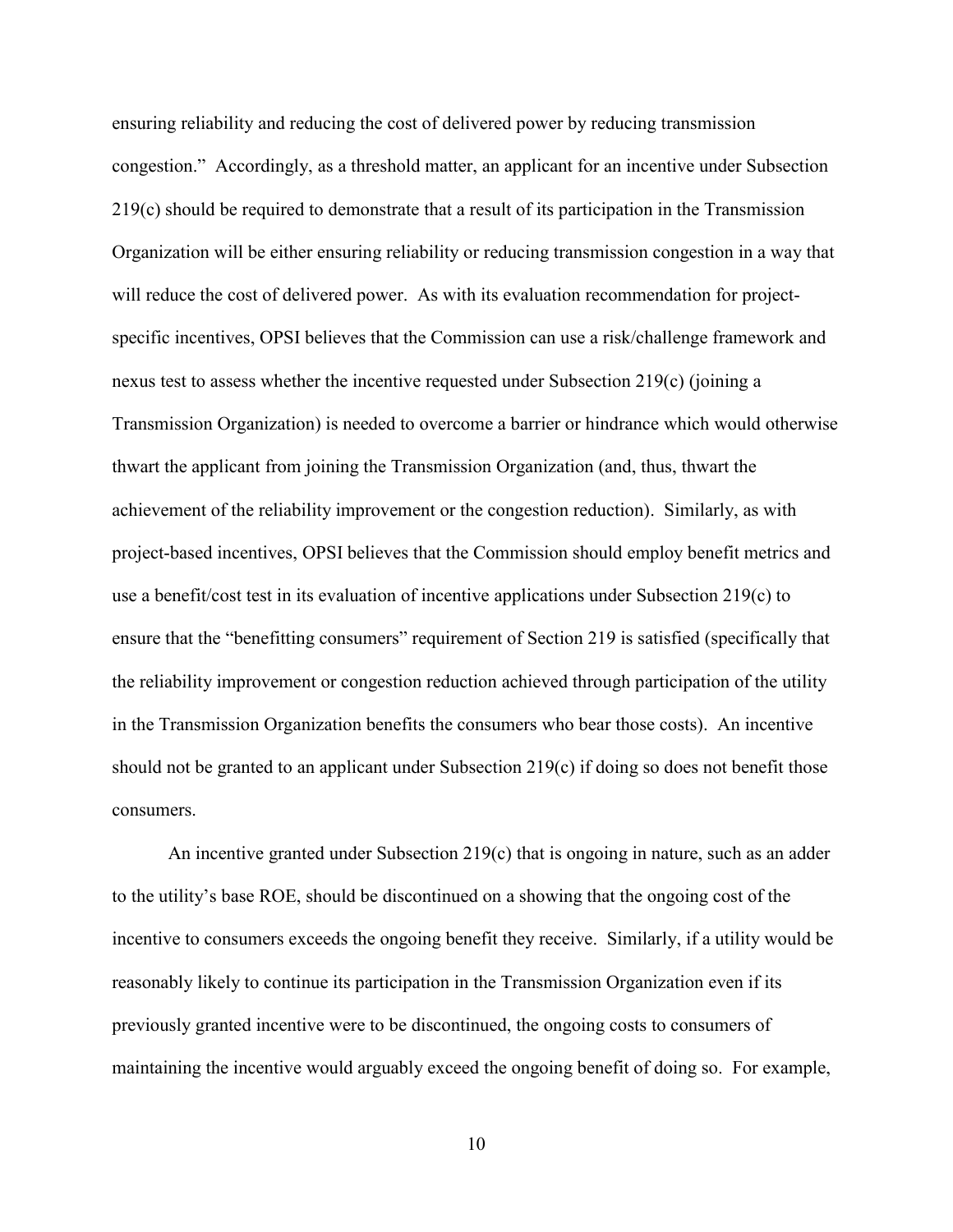ensuring reliability and reducing the cost of delivered power by reducing transmission congestion." Accordingly, as a threshold matter, an applicant for an incentive under Subsection 219(c) should be required to demonstrate that a result of its participation in the Transmission Organization will be either ensuring reliability or reducing transmission congestion in a way that will reduce the cost of delivered power. As with its evaluation recommendation for project-specific incentives, OPSI believes that the Commission can use a risk/challenge framework and nexus test to assess whether the incentive requested under Subsection 219(c) (joining a Transmission Organization) is needed to overcome a barrier or hindrance which would otherwise thwart the applicant from joining the Transmission Organization (and, thus, thwart the achievement of the reliability improvement or the congestion reduction). Similarly, as with project-based incentives, OPSI believes that the Commission should employ benefit metrics and use a benefit/cost test in its evaluation of incentive applications under Subsection 219(c) to ensure that the "benefitting consumers" requirement of Section 219 is satisfied (specifically that the reliability improvement or congestion reduction achieved through participation of the utility in the Transmission Organization benefits the consumers who bear those costs). An incentive should not be granted to an applicant under Subsection 219(c) if doing so does not benefit those consumers.

An incentive granted under Subsection 219(c) that is ongoing in nature, such as an adder to the utility's base ROE, should be discontinued on a showing that the ongoing cost of the incentive to consumers exceeds the ongoing benefit they receive. Similarly, if a utility would be reasonably likely to continue its participation in the Transmission Organization even if its previously granted incentive were to be discontinued, the ongoing costs to consumers of maintaining the incentive would arguably exceed the ongoing benefit of doing so. For example,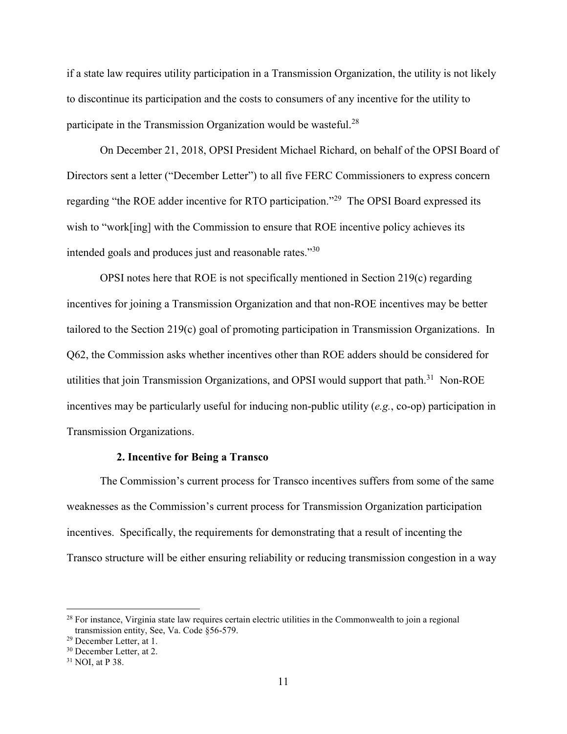if a state law requires utility participation in a Transmission Organization, the utility is not likely to discontinue its participation and the costs to consumers of any incentive for the utility to participate in the Transmission Organization would be wasteful.[28]

On December 21, 2018, OPSI President Michael Richard, on behalf of the OPSI Board of Directors sent a letter ("December Letter") to all five FERC Commissioners to express concern regarding "the ROE adder incentive for RTO participation."[29] The OPSI Board expressed its wish to "work[ing] with the Commission to ensure that ROE incentive policy achieves its intended goals and produces just and reasonable rates."[30]

OPSI notes here that ROE is not specifically mentioned in Section 219(c) regarding incentives for joining a Transmission Organization and that non-ROE incentives may be better tailored to the Section 219(c) goal of promoting participation in Transmission Organizations. In Q62, the Commission asks whether incentives other than ROE adders should be considered for utilities that join Transmission Organizations, and OPSI would support that path.[31] Non-ROE incentives may be particularly useful for inducing non-public utility (*e.g.*, co-op) participation in Transmission Organizations.

### 2. Incentive for Being a Transco

The Commission's current process for Transco incentives suffers from some of the same weaknesses as the Commission's current process for Transmission Organization participation incentives. Specifically, the requirements for demonstrating that a result of incenting the Transco structure will be either ensuring reliability or reducing transmission congestion in a way

---

[28] For instance, Virginia state law requires certain electric utilities in the Commonwealth to join a regional transmission entity, See, Va. Code §56-579.

[29] December Letter, at 1.

[30] December Letter, at 2.

[31] NOI, at P 38.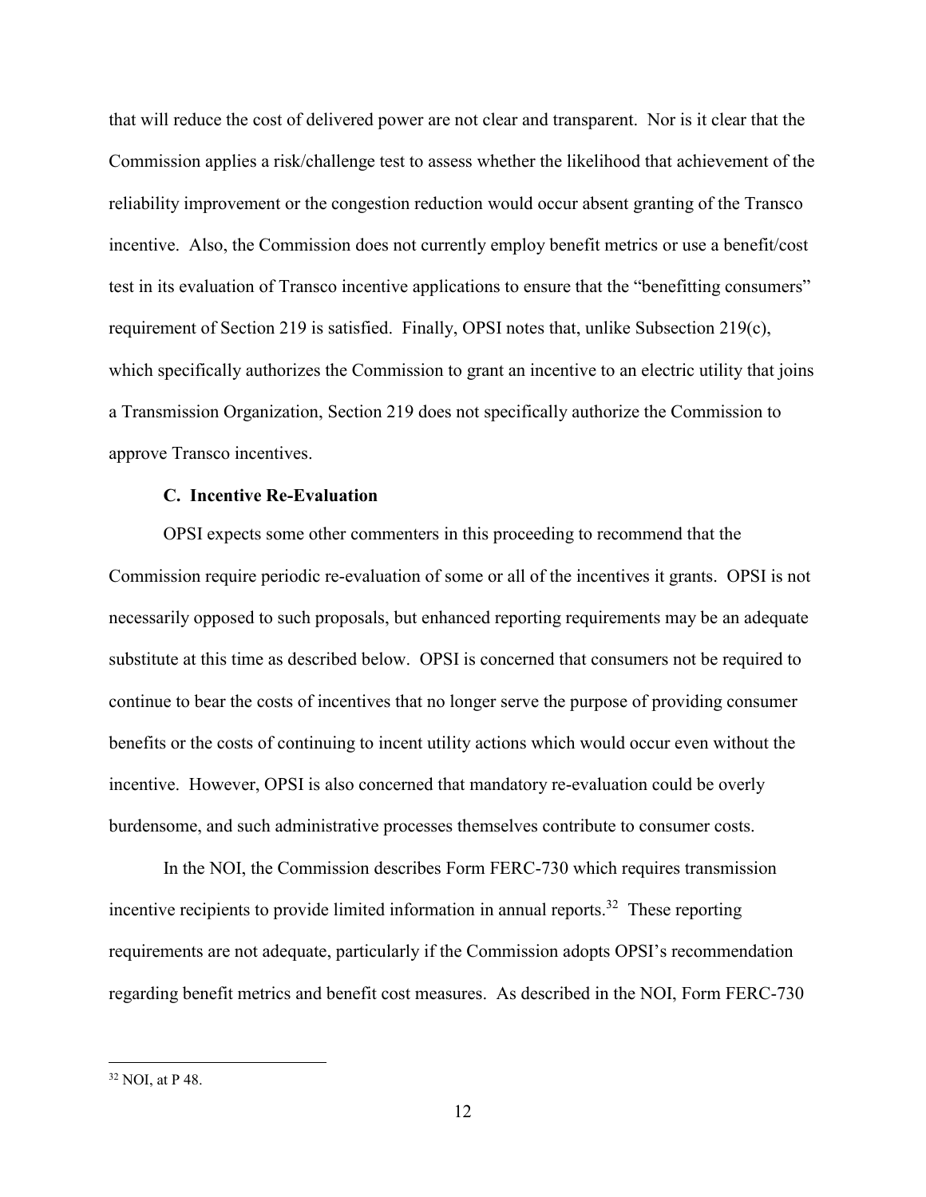that will reduce the cost of delivered power are not clear and transparent. Nor is it clear that the Commission applies a risk/challenge test to assess whether the likelihood that achievement of the reliability improvement or the congestion reduction would occur absent granting of the Transco incentive. Also, the Commission does not currently employ benefit metrics or use a benefit/cost test in its evaluation of Transco incentive applications to ensure that the "benefitting consumers" requirement of Section 219 is satisfied. Finally, OPSI notes that, unlike Subsection 219(c), which specifically authorizes the Commission to grant an incentive to an electric utility that joins a Transmission Organization, Section 219 does not specifically authorize the Commission to approve Transco incentives.

### C. Incentive Re-Evaluation

OPSI expects some other commenters in this proceeding to recommend that the Commission require periodic re-evaluation of some or all of the incentives it grants. OPSI is not necessarily opposed to such proposals, but enhanced reporting requirements may be an adequate substitute at this time as described below. OPSI is concerned that consumers not be required to continue to bear the costs of incentives that no longer serve the purpose of providing consumer benefits or the costs of continuing to incent utility actions which would occur even without the incentive. However, OPSI is also concerned that mandatory re-evaluation could be overly burdensome, and such administrative processes themselves contribute to consumer costs.

In the NOI, the Commission describes Form FERC-730 which requires transmission incentive recipients to provide limited information in annual reports.[32] These reporting requirements are not adequate, particularly if the Commission adopts OPSI's recommendation regarding benefit metrics and benefit cost measures. As described in the NOI, Form FERC-730

---

[32] NOI, at P 48.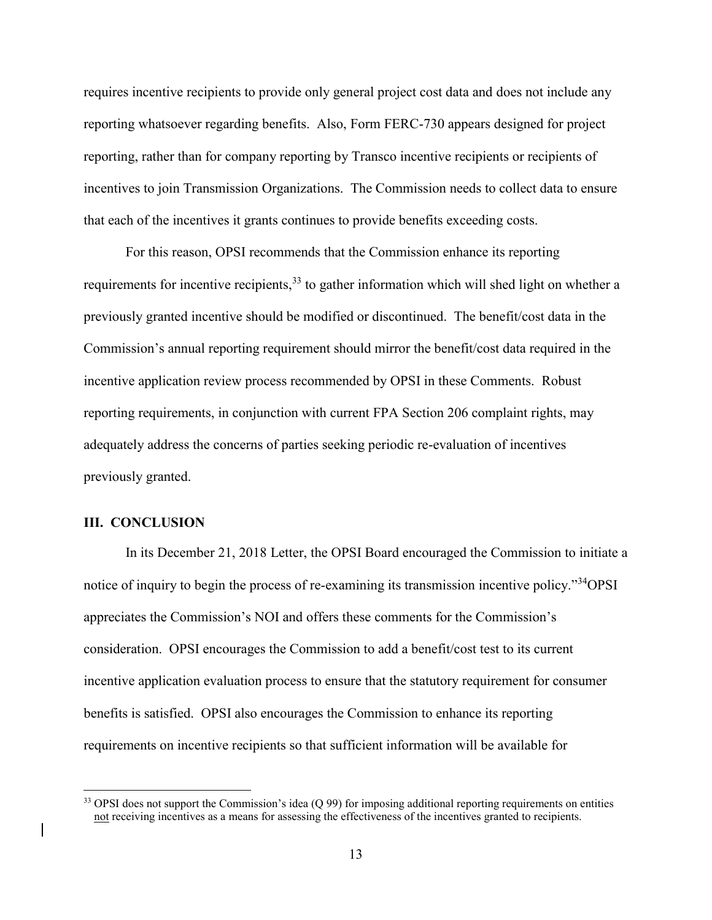requires incentive recipients to provide only general project cost data and does not include any reporting whatsoever regarding benefits. Also, Form FERC-730 appears designed for project reporting, rather than for company reporting by Transco incentive recipients or recipients of incentives to join Transmission Organizations. The Commission needs to collect data to ensure that each of the incentives it grants continues to provide benefits exceeding costs.

For this reason, OPSI recommends that the Commission enhance its reporting requirements for incentive recipients,[33] to gather information which will shed light on whether a previously granted incentive should be modified or discontinued. The benefit/cost data in the Commission's annual reporting requirement should mirror the benefit/cost data required in the incentive application review process recommended by OPSI in these Comments. Robust reporting requirements, in conjunction with current FPA Section 206 complaint rights, may adequately address the concerns of parties seeking periodic re-evaluation of incentives previously granted.

## III. CONCLUSION

In its December 21, 2018 Letter, the OPSI Board encouraged the Commission to initiate a notice of inquiry to begin the process of re-examining its transmission incentive policy."[34]OPSI appreciates the Commission's NOI and offers these comments for the Commission's consideration. OPSI encourages the Commission to add a benefit/cost test to its current incentive application evaluation process to ensure that the statutory requirement for consumer benefits is satisfied. OPSI also encourages the Commission to enhance its reporting requirements on incentive recipients so that sufficient information will be available for

---

[33] OPSI does not support the Commission's idea (Q 99) for imposing additional reporting requirements on entities not receiving incentives as a means for assessing the effectiveness of the incentives granted to recipients.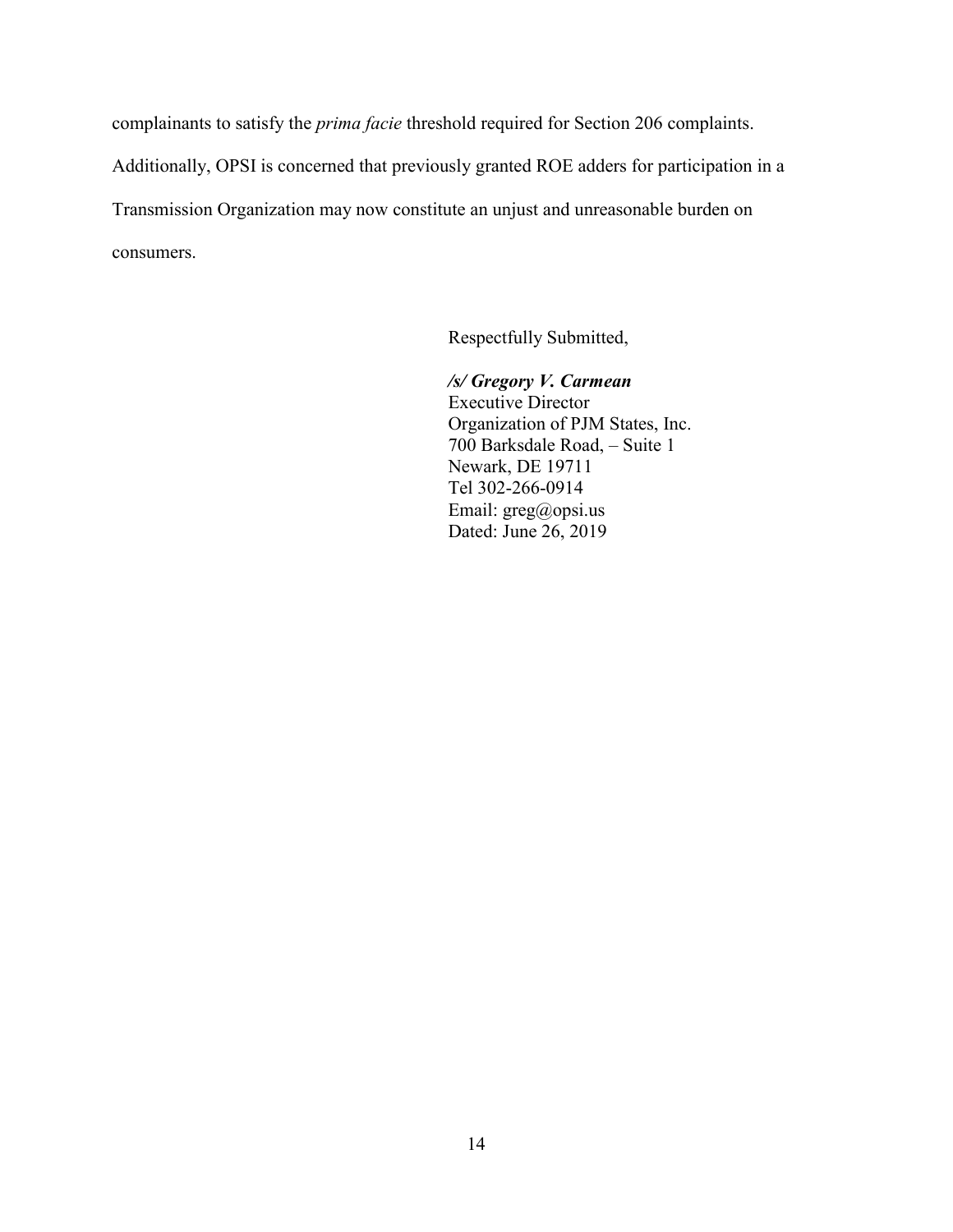complainants to satisfy the *prima facie* threshold required for Section 206 complaints. Additionally, OPSI is concerned that previously granted ROE adders for participation in a Transmission Organization may now constitute an unjust and unreasonable burden on consumers.

Respectfully Submitted,

***/s/ Gregory V. Carmean***
Executive Director
Organization of PJM States, Inc.
700 Barksdale Road, – Suite 1
Newark, DE 19711
Tel 302-266-0914
Email: greg@opsi.us
Dated: June 26, 2019